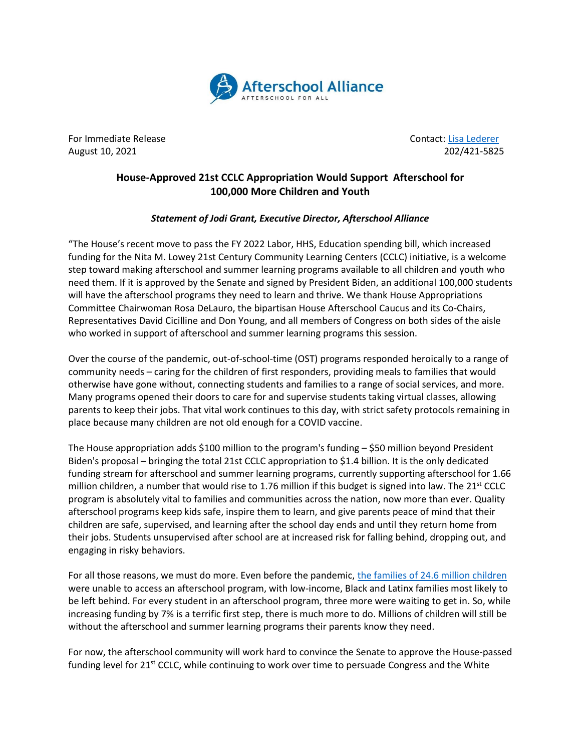Afterschool Alliance
AFTERSCHOOL FOR ALL

For Immediate Release
August 10, 2021

Contact: [Lisa Lederer]
202/421-5825

## House-Approved 21st CCLC Appropriation Would Support Afterschool for 100,000 More Children and Youth

***Statement of Jodi Grant, Executive Director, Afterschool Alliance***

"The House's recent move to pass the FY 2022 Labor, HHS, Education spending bill, which increased funding for the Nita M. Lowey 21st Century Community Learning Centers (CCLC) initiative, is a welcome step toward making afterschool and summer learning programs available to all children and youth who need them. If it is approved by the Senate and signed by President Biden, an additional 100,000 students will have the afterschool programs they need to learn and thrive. We thank House Appropriations Committee Chairwoman Rosa DeLauro, the bipartisan House Afterschool Caucus and its Co-Chairs, Representatives David Cicilline and Don Young, and all members of Congress on both sides of the aisle who worked in support of afterschool and summer learning programs this session.

Over the course of the pandemic, out-of-school-time (OST) programs responded heroically to a range of community needs – caring for the children of first responders, providing meals to families that would otherwise have gone without, connecting students and families to a range of social services, and more. Many programs opened their doors to care for and supervise students taking virtual classes, allowing parents to keep their jobs. That vital work continues to this day, with strict safety protocols remaining in place because many children are not old enough for a COVID vaccine.

The House appropriation adds $100 million to the program's funding – $50 million beyond President Biden's proposal – bringing the total 21st CCLC appropriation to $1.4 billion. It is the only dedicated funding stream for afterschool and summer learning programs, currently supporting afterschool for 1.66 million children, a number that would rise to 1.76 million if this budget is signed into law. The 21st CCLC program is absolutely vital to families and communities across the nation, now more than ever. Quality afterschool programs keep kids safe, inspire them to learn, and give parents peace of mind that their children are safe, supervised, and learning after the school day ends and until they return home from their jobs. Students unsupervised after school are at increased risk for falling behind, dropping out, and engaging in risky behaviors.

For all those reasons, we must do more. Even before the pandemic, [the families of 24.6 million children] were unable to access an afterschool program, with low-income, Black and Latinx families most likely to be left behind. For every student in an afterschool program, three more were waiting to get in. So, while increasing funding by 7% is a terrific first step, there is much more to do. Millions of children will still be without the afterschool and summer learning programs their parents know they need.

For now, the afterschool community will work hard to convince the Senate to approve the House-passed funding level for 21st CCLC, while continuing to work over time to persuade Congress and the White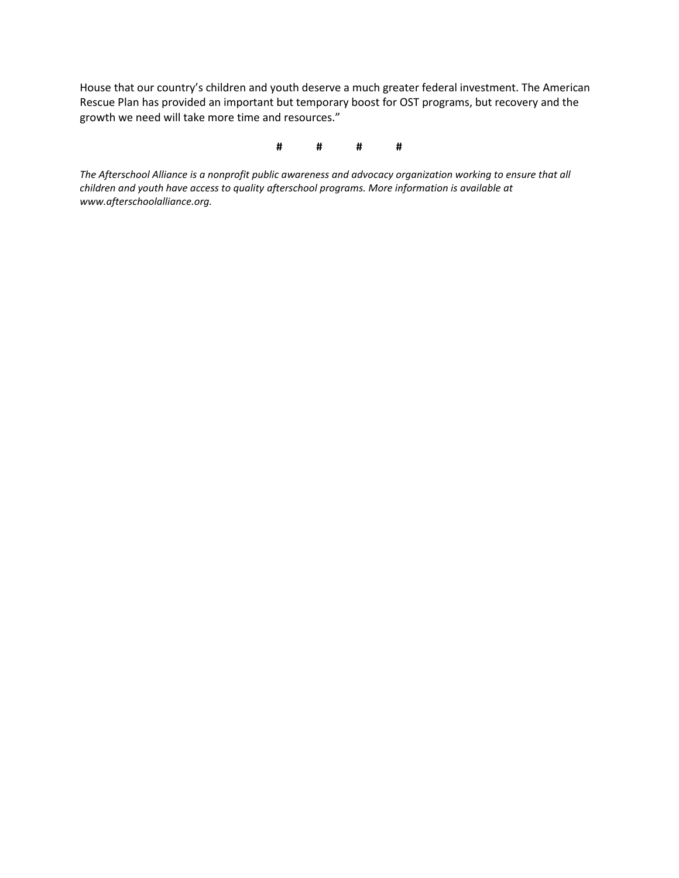House that our country's children and youth deserve a much greater federal investment. The American Rescue Plan has provided an important but temporary boost for OST programs, but recovery and the growth we need will take more time and resources."

**# # # #**

*The Afterschool Alliance is a nonprofit public awareness and advocacy organization working to ensure that all children and youth have access to quality afterschool programs. More information is available at www.afterschoolalliance.org.*